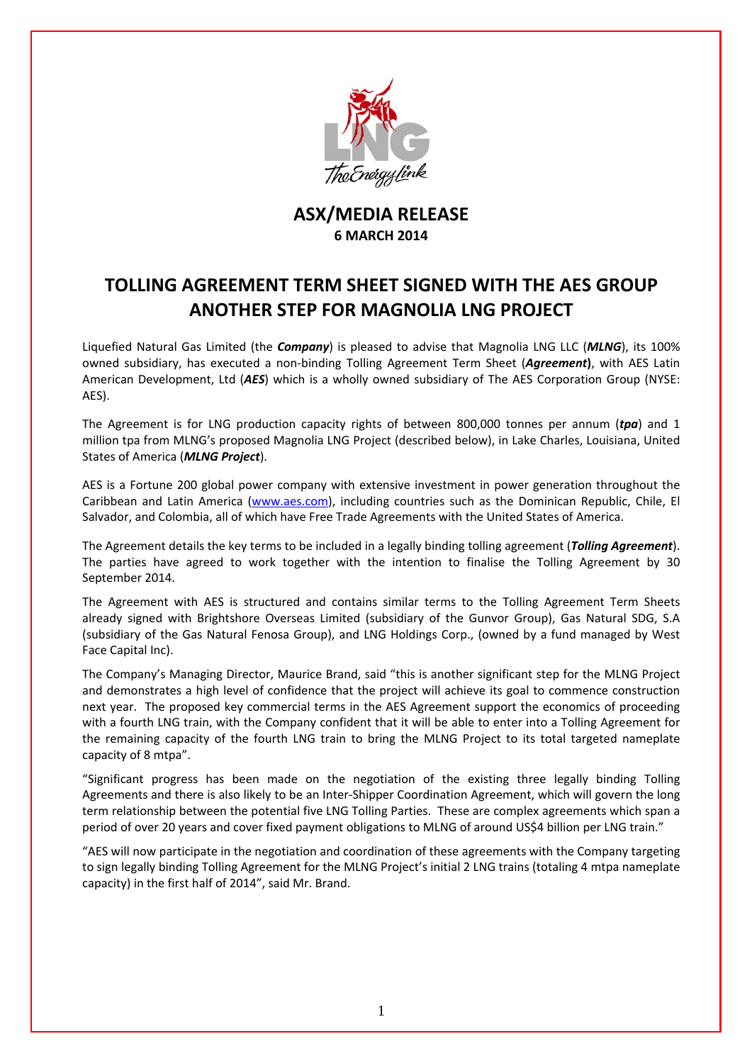# ASX/MEDIA RELEASE

**6 MARCH 2014**

## TOLLING AGREEMENT TERM SHEET SIGNED WITH THE AES GROUP ANOTHER STEP FOR MAGNOLIA LNG PROJECT

Liquefied Natural Gas Limited (the ***Company***) is pleased to advise that Magnolia LNG LLC (***MLNG***), its 100% owned subsidiary, has executed a non-binding Tolling Agreement Term Sheet (***Agreement*)**, with AES Latin American Development, Ltd (***AES***) which is a wholly owned subsidiary of The AES Corporation Group (NYSE: AES).

The Agreement is for LNG production capacity rights of between 800,000 tonnes per annum (***tpa***) and 1 million tpa from MLNG's proposed Magnolia LNG Project (described below), in Lake Charles, Louisiana, United States of America (***MLNG Project***).

AES is a Fortune 200 global power company with extensive investment in power generation throughout the Caribbean and Latin America (www.aes.com), including countries such as the Dominican Republic, Chile, El Salvador, and Colombia, all of which have Free Trade Agreements with the United States of America.

The Agreement details the key terms to be included in a legally binding tolling agreement (***Tolling Agreement***). The parties have agreed to work together with the intention to finalise the Tolling Agreement by 30 September 2014.

The Agreement with AES is structured and contains similar terms to the Tolling Agreement Term Sheets already signed with Brightshore Overseas Limited (subsidiary of the Gunvor Group), Gas Natural SDG, S.A (subsidiary of the Gas Natural Fenosa Group), and LNG Holdings Corp., (owned by a fund managed by West Face Capital Inc).

The Company's Managing Director, Maurice Brand, said "this is another significant step for the MLNG Project and demonstrates a high level of confidence that the project will achieve its goal to commence construction next year. The proposed key commercial terms in the AES Agreement support the economics of proceeding with a fourth LNG train, with the Company confident that it will be able to enter into a Tolling Agreement for the remaining capacity of the fourth LNG train to bring the MLNG Project to its total targeted nameplate capacity of 8 mtpa".

"Significant progress has been made on the negotiation of the existing three legally binding Tolling Agreements and there is also likely to be an Inter-Shipper Coordination Agreement, which will govern the long term relationship between the potential five LNG Tolling Parties. These are complex agreements which span a period of over 20 years and cover fixed payment obligations to MLNG of around US$4 billion per LNG train."

"AES will now participate in the negotiation and coordination of these agreements with the Company targeting to sign legally binding Tolling Agreement for the MLNG Project's initial 2 LNG trains (totaling 4 mtpa nameplate capacity) in the first half of 2014", said Mr. Brand.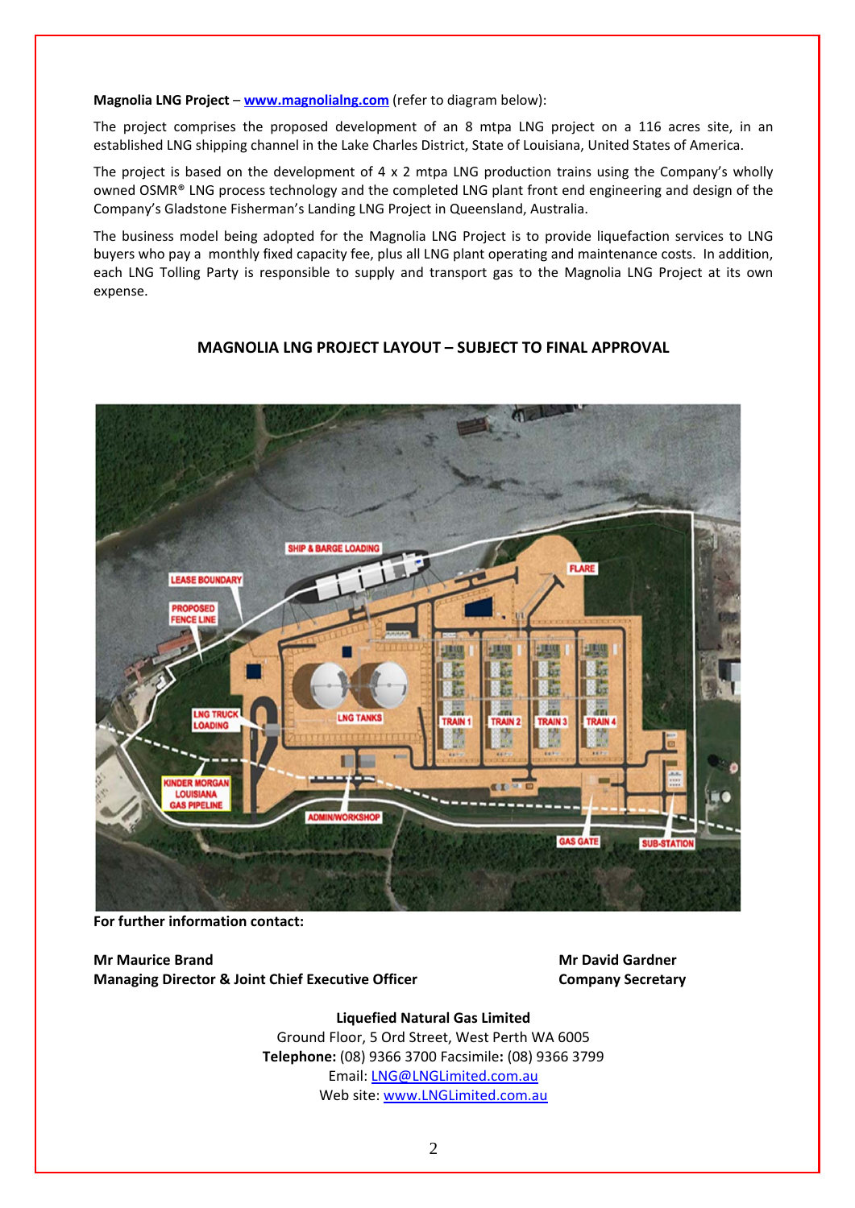**Magnolia LNG Project** – [www.magnolialng.com](http://www.magnolialng.com) (refer to diagram below):

The project comprises the proposed development of an 8 mtpa LNG project on a 116 acres site, in an established LNG shipping channel in the Lake Charles District, State of Louisiana, United States of America.

The project is based on the development of 4 x 2 mtpa LNG production trains using the Company's wholly owned OSMR® LNG process technology and the completed LNG plant front end engineering and design of the Company's Gladstone Fisherman's Landing LNG Project in Queensland, Australia.

The business model being adopted for the Magnolia LNG Project is to provide liquefaction services to LNG buyers who pay a monthly fixed capacity fee, plus all LNG plant operating and maintenance costs. In addition, each LNG Tolling Party is responsible to supply and transport gas to the Magnolia LNG Project at its own expense.

**MAGNOLIA LNG PROJECT LAYOUT – SUBJECT TO FINAL APPROVAL**

SHIP & BARGE LOADING
LEASE BOUNDARY
PROPOSED FENCE LINE
FLARE
LNG TRUCK LOADING
LNG TANKS
TRAIN 1
TRAIN 2
TRAIN 3
TRAIN 4
KINDER MORGAN LOUISIANA GAS PIPELINE
ADMIN/WORKSHOP
GAS GATE
SUB-STATION

**For further information contact:**

**Mr Maurice Brand**
**Managing Director & Joint Chief Executive Officer**

**Mr David Gardner**
**Company Secretary**

**Liquefied Natural Gas Limited**
Ground Floor, 5 Ord Street, West Perth WA 6005
**Telephone:** (08) 9366 3700 Facsimile**:** (08) 9366 3799
Email: [LNG@LNGLimited.com.au](mailto:LNG@LNGLimited.com.au)
Web site: [www.LNGLimited.com.au](http://www.LNGLimited.com.au)